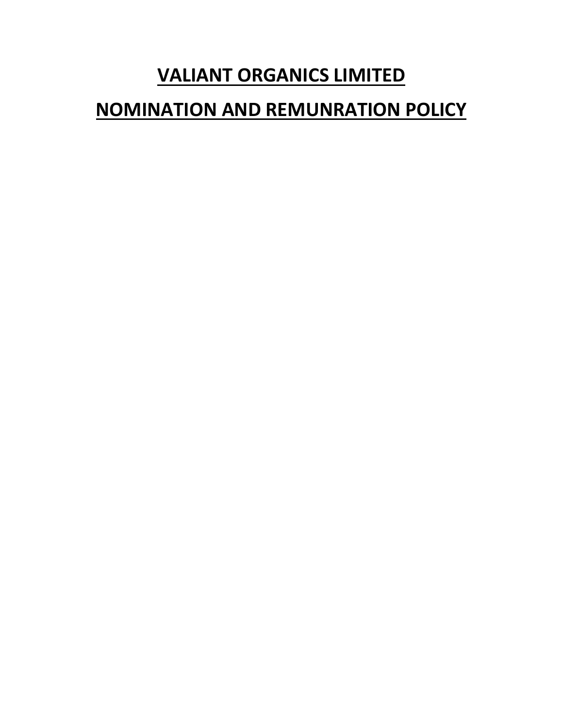# VALIANT ORGANICS LIMITED

# NOMINATION AND REMUNRATION POLICY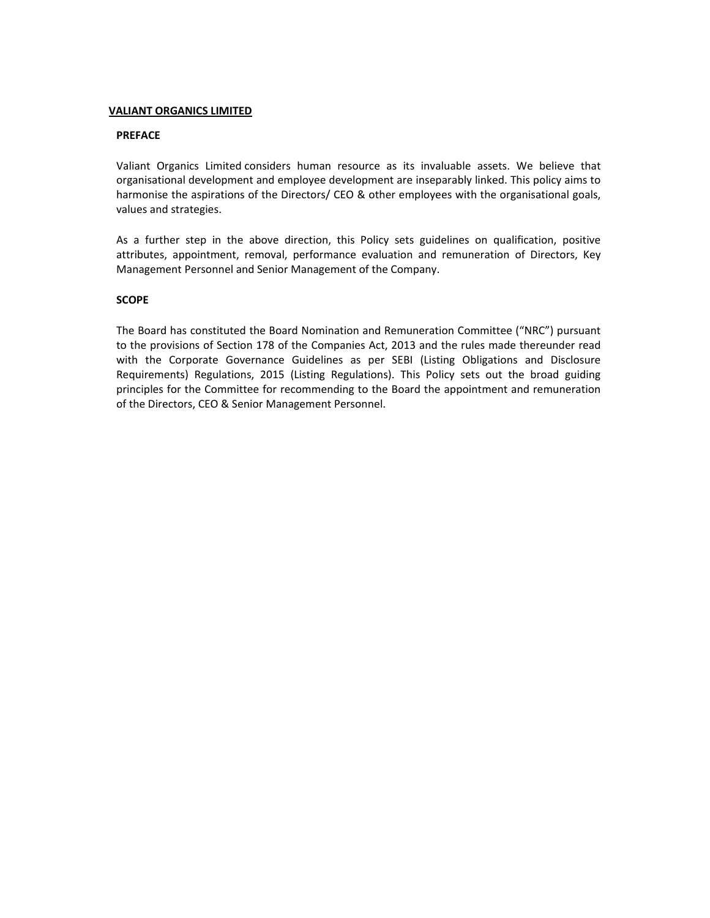**VALIANT ORGANICS LIMITED**

## PREFACE

Valiant Organics Limited considers human resource as its invaluable assets. We believe that organisational development and employee development are inseparably linked. This policy aims to harmonise the aspirations of the Directors/ CEO & other employees with the organisational goals, values and strategies.

As a further step in the above direction, this Policy sets guidelines on qualification, positive attributes, appointment, removal, performance evaluation and remuneration of Directors, Key Management Personnel and Senior Management of the Company.

## SCOPE

The Board has constituted the Board Nomination and Remuneration Committee ("NRC") pursuant to the provisions of Section 178 of the Companies Act, 2013 and the rules made thereunder read with the Corporate Governance Guidelines as per SEBI (Listing Obligations and Disclosure Requirements) Regulations, 2015 (Listing Regulations). This Policy sets out the broad guiding principles for the Committee for recommending to the Board the appointment and remuneration of the Directors, CEO & Senior Management Personnel.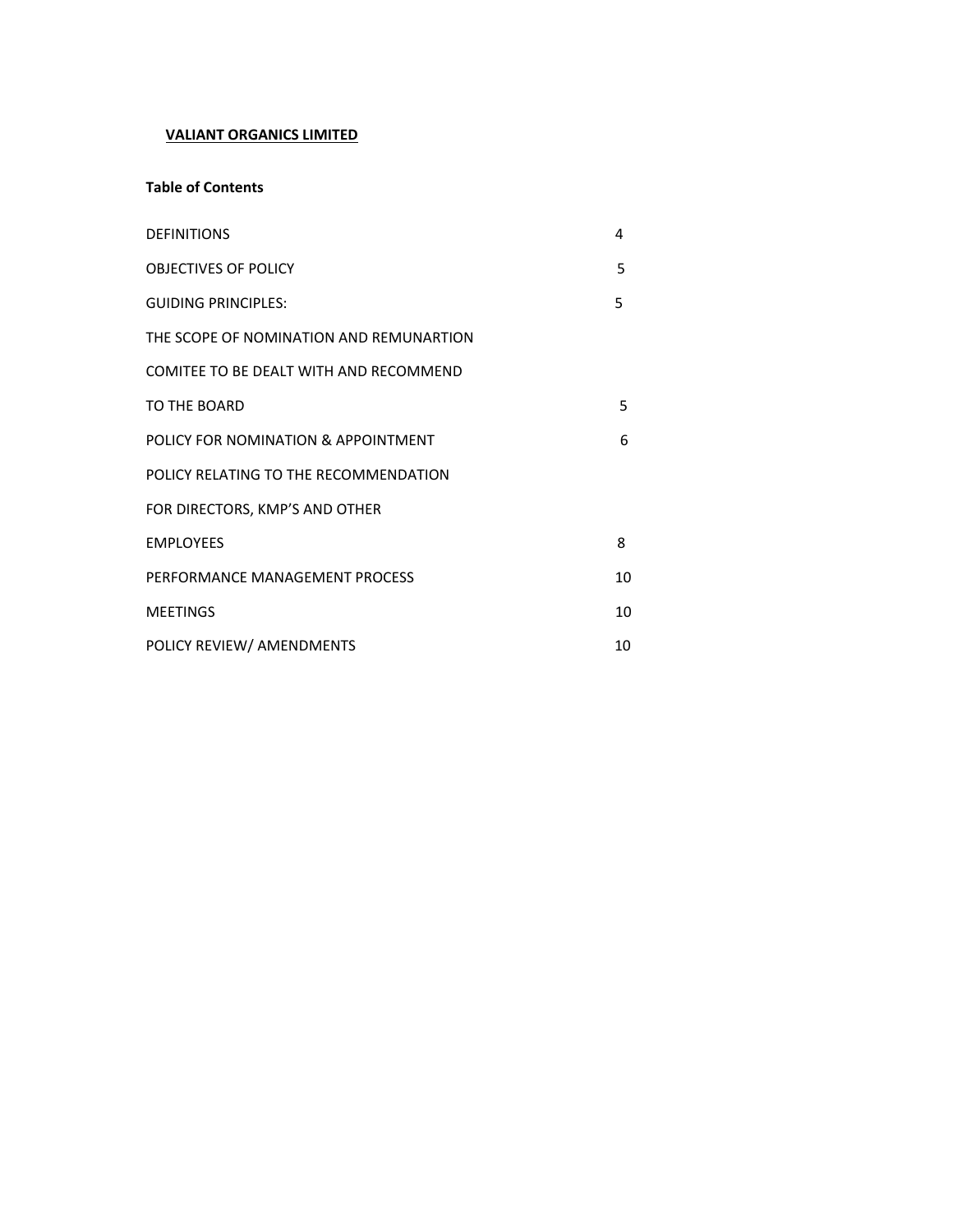**VALIANT ORGANICS LIMITED**

**Table of Contents**

| | |
|---|---|
| DEFINITIONS | 4 |
| OBJECTIVES OF POLICY | 5 |
| GUIDING PRINCIPLES: | 5 |
| THE SCOPE OF NOMINATION AND REMUNARTION COMITEE TO BE DEALT WITH AND RECOMMEND TO THE BOARD | 5 |
| POLICY FOR NOMINATION & APPOINTMENT | 6 |
| POLICY RELATING TO THE RECOMMENDATION FOR DIRECTORS, KMP'S AND OTHER EMPLOYEES | 8 |
| PERFORMANCE MANAGEMENT PROCESS | 10 |
| MEETINGS | 10 |
| POLICY REVIEW/ AMENDMENTS | 10 |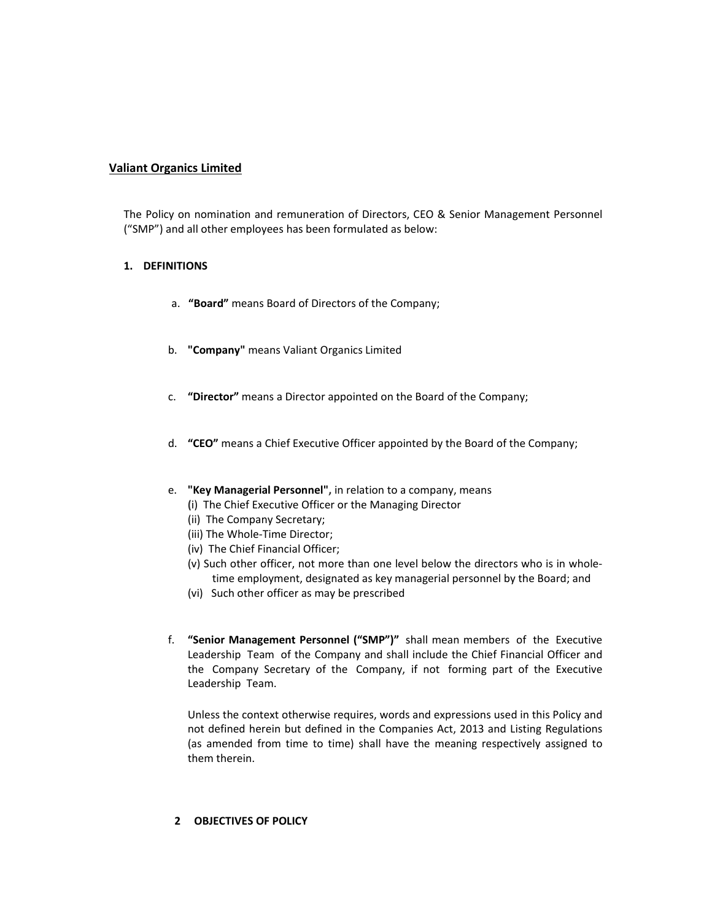**<u>Valiant Organics Limited</u>**

The Policy on nomination and remuneration of Directors, CEO & Senior Management Personnel ("SMP") and all other employees has been formulated as below:

## 1. DEFINITIONS

a. **"Board"** means Board of Directors of the Company;

b. **"Company"** means Valiant Organics Limited

c. **"Director"** means a Director appointed on the Board of the Company;

d. **"CEO"** means a Chief Executive Officer appointed by the Board of the Company;

e. **"Key Managerial Personnel",** in relation to a company, means
   (i) The Chief Executive Officer or the Managing Director
   (ii) The Company Secretary;
   (iii) The Whole-Time Director;
   (iv) The Chief Financial Officer;
   (v) Such other officer, not more than one level below the directors who is in whole-time employment, designated as key managerial personnel by the Board; and
   (vi) Such other officer as may be prescribed

f. **"Senior Management Personnel ("SMP")"** shall mean members of the Executive Leadership Team of the Company and shall include the Chief Financial Officer and the Company Secretary of the Company, if not forming part of the Executive Leadership Team.

   Unless the context otherwise requires, words and expressions used in this Policy and not defined herein but defined in the Companies Act, 2013 and Listing Regulations (as amended from time to time) shall have the meaning respectively assigned to them therein.

## 2 OBJECTIVES OF POLICY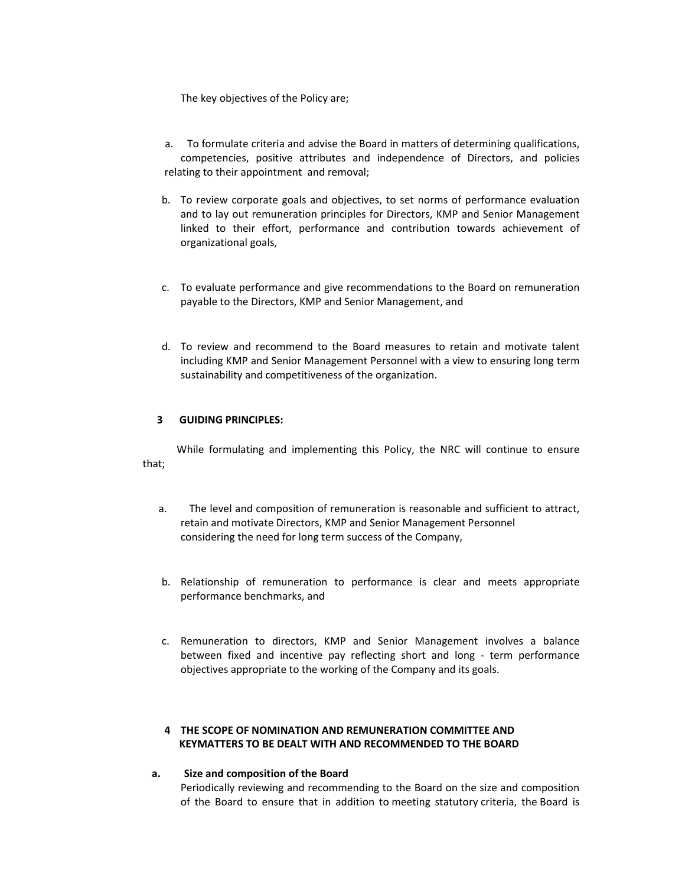The key objectives of the Policy are;

a. To formulate criteria and advise the Board in matters of determining qualifications, competencies, positive attributes and independence of Directors, and policies relating to their appointment and removal;

b. To review corporate goals and objectives, to set norms of performance evaluation and to lay out remuneration principles for Directors, KMP and Senior Management linked to their effort, performance and contribution towards achievement of organizational goals,

c. To evaluate performance and give recommendations to the Board on remuneration payable to the Directors, KMP and Senior Management, and

d. To review and recommend to the Board measures to retain and motivate talent including KMP and Senior Management Personnel with a view to ensuring long term sustainability and competitiveness of the organization.

## 3 GUIDING PRINCIPLES:

While formulating and implementing this Policy, the NRC will continue to ensure that;

a. The level and composition of remuneration is reasonable and sufficient to attract, retain and motivate Directors, KMP and Senior Management Personnel considering the need for long term success of the Company,

b. Relationship of remuneration to performance is clear and meets appropriate performance benchmarks, and

c. Remuneration to directors, KMP and Senior Management involves a balance between fixed and incentive pay reflecting short and long - term performance objectives appropriate to the working of the Company and its goals.

## 4 THE SCOPE OF NOMINATION AND REMUNERATION COMMITTEE AND KEYMATTERS TO BE DEALT WITH AND RECOMMENDED TO THE BOARD

**a. Size and composition of the Board**

Periodically reviewing and recommending to the Board on the size and composition of the Board to ensure that in addition to meeting statutory criteria, the Board is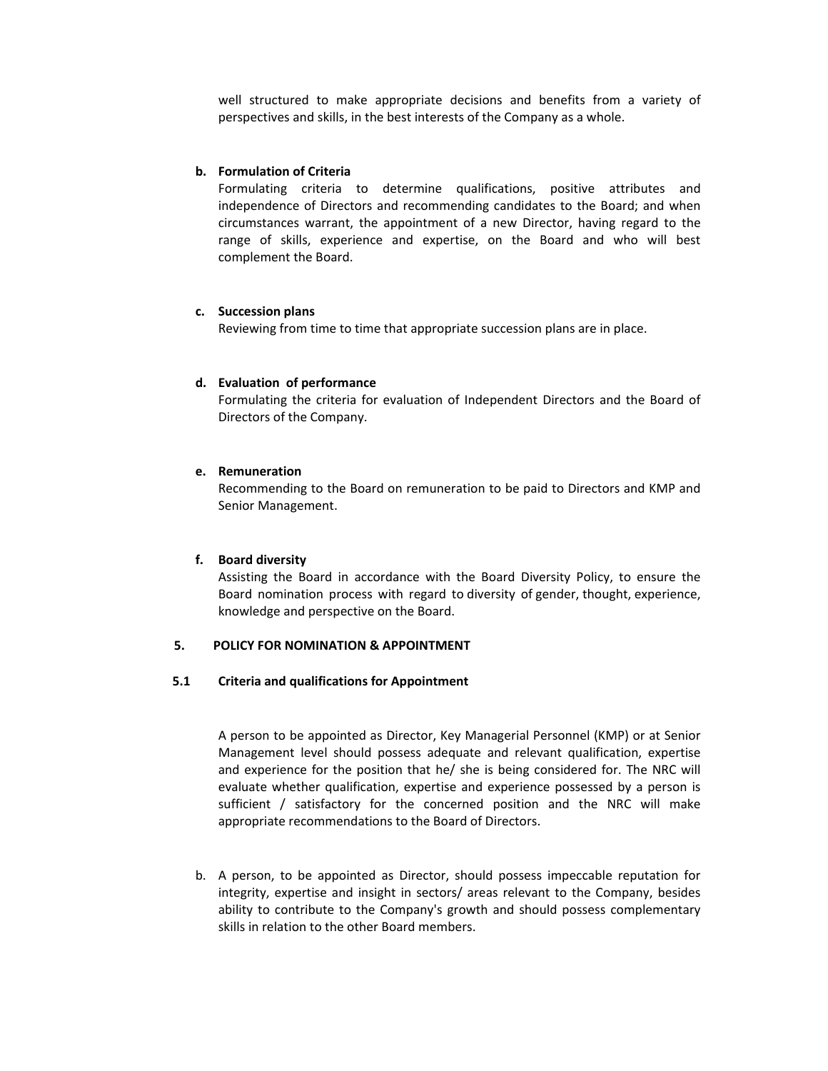well structured to make appropriate decisions and benefits from a variety of perspectives and skills, in the best interests of the Company as a whole.

**b. Formulation of Criteria**

Formulating criteria to determine qualifications, positive attributes and independence of Directors and recommending candidates to the Board; and when circumstances warrant, the appointment of a new Director, having regard to the range of skills, experience and expertise, on the Board and who will best complement the Board.

**c. Succession plans**

Reviewing from time to time that appropriate succession plans are in place.

**d. Evaluation of performance**

Formulating the criteria for evaluation of Independent Directors and the Board of Directors of the Company.

**e. Remuneration**

Recommending to the Board on remuneration to be paid to Directors and KMP and Senior Management.

**f. Board diversity**

Assisting the Board in accordance with the Board Diversity Policy, to ensure the Board nomination process with regard to diversity of gender, thought, experience, knowledge and perspective on the Board.

## 5. POLICY FOR NOMINATION & APPOINTMENT

### 5.1 Criteria and qualifications for Appointment

A person to be appointed as Director, Key Managerial Personnel (KMP) or at Senior Management level should possess adequate and relevant qualification, expertise and experience for the position that he/ she is being considered for. The NRC will evaluate whether qualification, expertise and experience possessed by a person is sufficient / satisfactory for the concerned position and the NRC will make appropriate recommendations to the Board of Directors.

b. A person, to be appointed as Director, should possess impeccable reputation for integrity, expertise and insight in sectors/ areas relevant to the Company, besides ability to contribute to the Company's growth and should possess complementary skills in relation to the other Board members.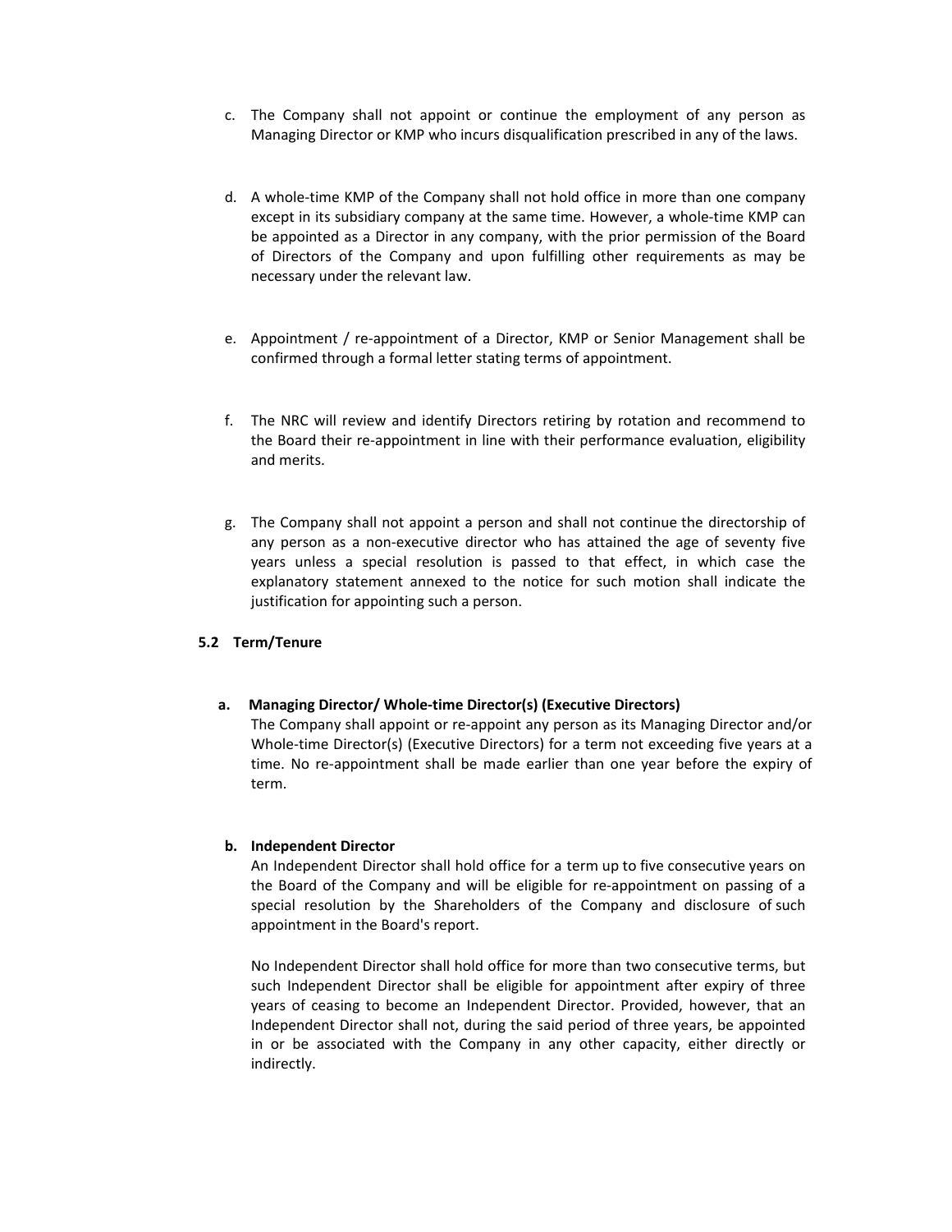c. The Company shall not appoint or continue the employment of any person as Managing Director or KMP who incurs disqualification prescribed in any of the laws.

d. A whole-time KMP of the Company shall not hold office in more than one company except in its subsidiary company at the same time. However, a whole-time KMP can be appointed as a Director in any company, with the prior permission of the Board of Directors of the Company and upon fulfilling other requirements as may be necessary under the relevant law.

e. Appointment / re-appointment of a Director, KMP or Senior Management shall be confirmed through a formal letter stating terms of appointment.

f. The NRC will review and identify Directors retiring by rotation and recommend to the Board their re-appointment in line with their performance evaluation, eligibility and merits.

g. The Company shall not appoint a person and shall not continue the directorship of any person as a non-executive director who has attained the age of seventy five years unless a special resolution is passed to that effect, in which case the explanatory statement annexed to the notice for such motion shall indicate the justification for appointing such a person.

### 5.2 Term/Tenure

**a. Managing Director/ Whole-time Director(s) (Executive Directors)**

The Company shall appoint or re-appoint any person as its Managing Director and/or Whole-time Director(s) (Executive Directors) for a term not exceeding five years at a time. No re-appointment shall be made earlier than one year before the expiry of term.

**b. Independent Director**

An Independent Director shall hold office for a term up to five consecutive years on the Board of the Company and will be eligible for re-appointment on passing of a special resolution by the Shareholders of the Company and disclosure of such appointment in the Board's report.

No Independent Director shall hold office for more than two consecutive terms, but such Independent Director shall be eligible for appointment after expiry of three years of ceasing to become an Independent Director. Provided, however, that an Independent Director shall not, during the said period of three years, be appointed in or be associated with the Company in any other capacity, either directly or indirectly.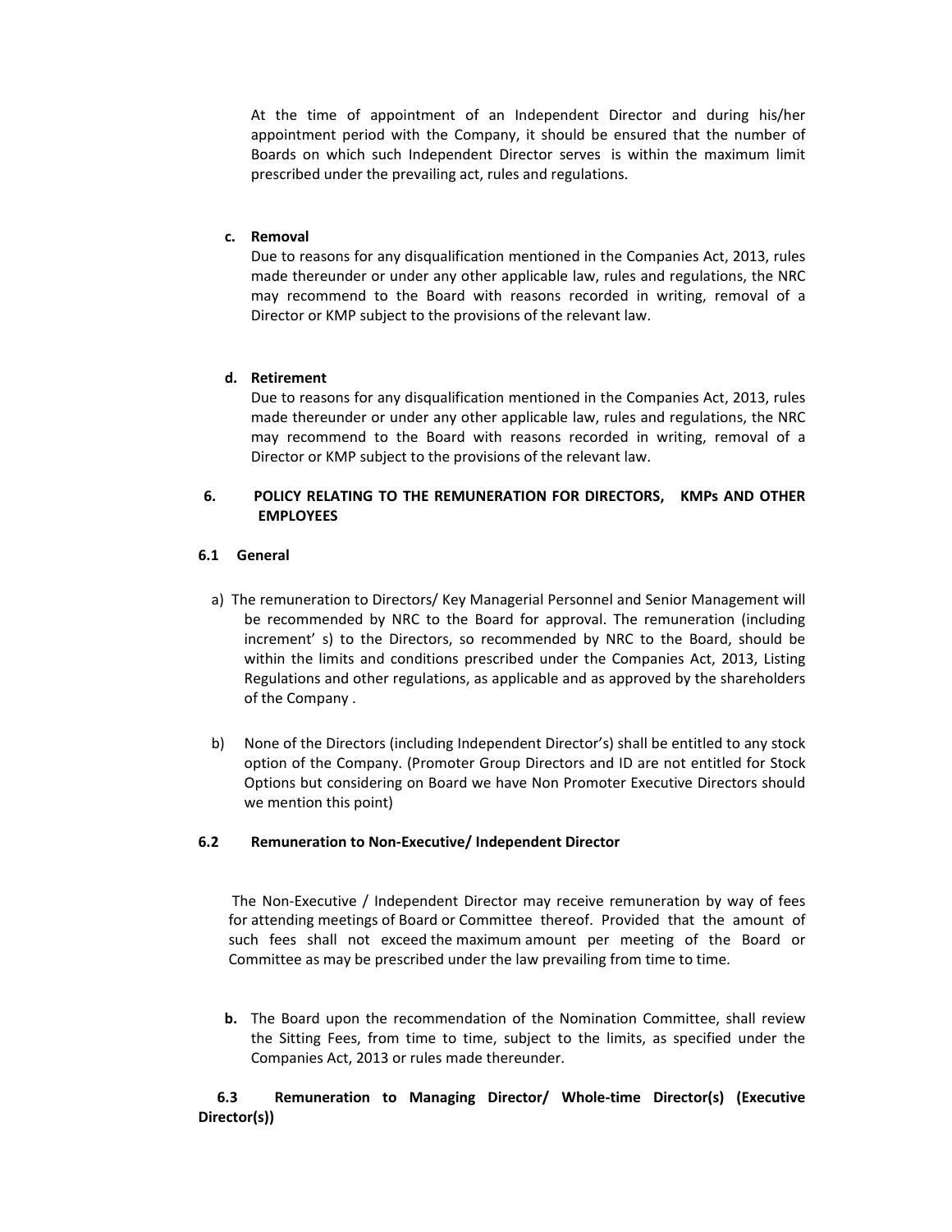At the time of appointment of an Independent Director and during his/her appointment period with the Company, it should be ensured that the number of Boards on which such Independent Director serves is within the maximum limit prescribed under the prevailing act, rules and regulations.

**c. Removal**

Due to reasons for any disqualification mentioned in the Companies Act, 2013, rules made thereunder or under any other applicable law, rules and regulations, the NRC may recommend to the Board with reasons recorded in writing, removal of a Director or KMP subject to the provisions of the relevant law.

**d. Retirement**

Due to reasons for any disqualification mentioned in the Companies Act, 2013, rules made thereunder or under any other applicable law, rules and regulations, the NRC may recommend to the Board with reasons recorded in writing, removal of a Director or KMP subject to the provisions of the relevant law.

## 6. POLICY RELATING TO THE REMUNERATION FOR DIRECTORS, KMPs AND OTHER EMPLOYEES

### 6.1 General

a) The remuneration to Directors/ Key Managerial Personnel and Senior Management will be recommended by NRC to the Board for approval. The remuneration (including increment' s) to the Directors, so recommended by NRC to the Board, should be within the limits and conditions prescribed under the Companies Act, 2013, Listing Regulations and other regulations, as applicable and as approved by the shareholders of the Company .

b) None of the Directors (including Independent Director's) shall be entitled to any stock option of the Company. (Promoter Group Directors and ID are not entitled for Stock Options but considering on Board we have Non Promoter Executive Directors should we mention this point)

### 6.2 Remuneration to Non-Executive/ Independent Director

The Non-Executive / Independent Director may receive remuneration by way of fees for attending meetings of Board or Committee thereof. Provided that the amount of such fees shall not exceed the maximum amount per meeting of the Board or Committee as may be prescribed under the law prevailing from time to time.

**b.** The Board upon the recommendation of the Nomination Committee, shall review the Sitting Fees, from time to time, subject to the limits, as specified under the Companies Act, 2013 or rules made thereunder.

### 6.3 Remuneration to Managing Director/ Whole-time Director(s) (Executive Director(s))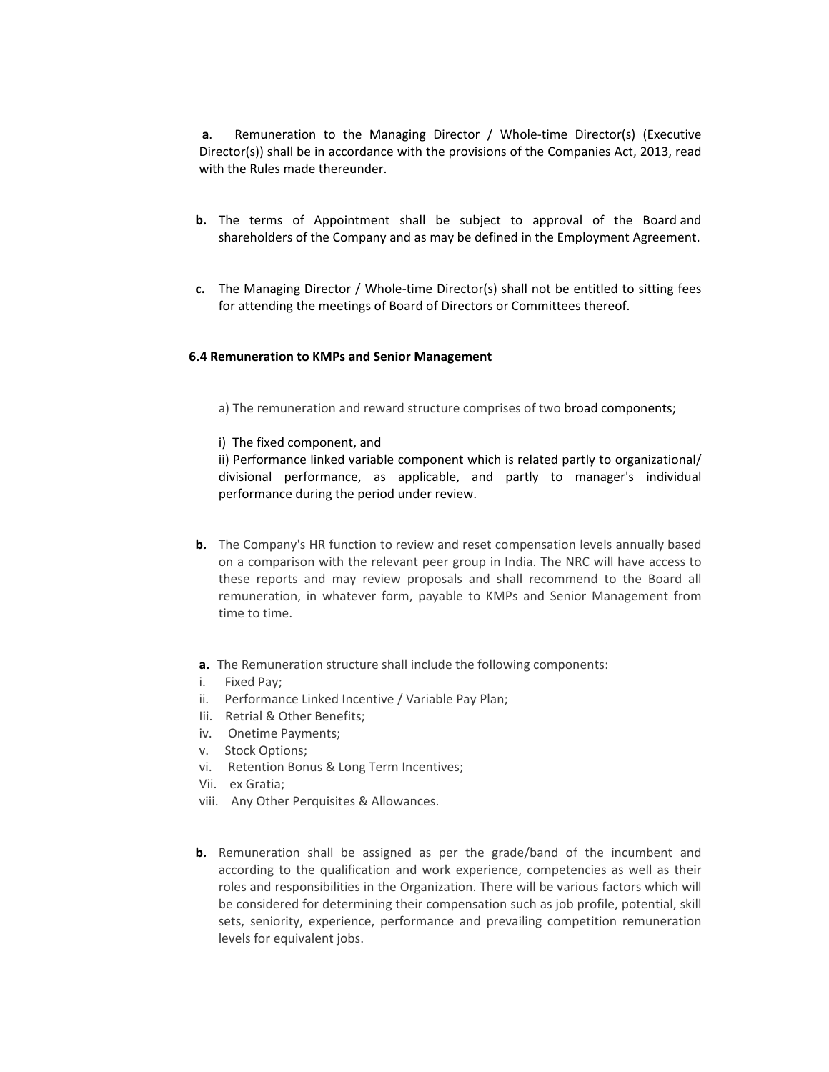**a**. Remuneration to the Managing Director / Whole-time Director(s) (Executive Director(s)) shall be in accordance with the provisions of the Companies Act, 2013, read with the Rules made thereunder.

**b.** The terms of Appointment shall be subject to approval of the Board and shareholders of the Company and as may be defined in the Employment Agreement.

**c.** The Managing Director / Whole-time Director(s) shall not be entitled to sitting fees for attending the meetings of Board of Directors or Committees thereof.

**6.4 Remuneration to KMPs and Senior Management**

a) The remuneration and reward structure comprises of two broad components;

i) The fixed component, and
ii) Performance linked variable component which is related partly to organizational/ divisional performance, as applicable, and partly to manager's individual performance during the period under review.

**b.** The Company's HR function to review and reset compensation levels annually based on a comparison with the relevant peer group in India. The NRC will have access to these reports and may review proposals and shall recommend to the Board all remuneration, in whatever form, payable to KMPs and Senior Management from time to time.

**a.** The Remuneration structure shall include the following components:

i. Fixed Pay;
ii. Performance Linked Incentive / Variable Pay Plan;
Iii. Retrial & Other Benefits;
iv. Onetime Payments;
v. Stock Options;
vi. Retention Bonus & Long Term Incentives;
Vii. ex Gratia;
viii. Any Other Perquisites & Allowances.

**b.** Remuneration shall be assigned as per the grade/band of the incumbent and according to the qualification and work experience, competencies as well as their roles and responsibilities in the Organization. There will be various factors which will be considered for determining their compensation such as job profile, potential, skill sets, seniority, experience, performance and prevailing competition remuneration levels for equivalent jobs.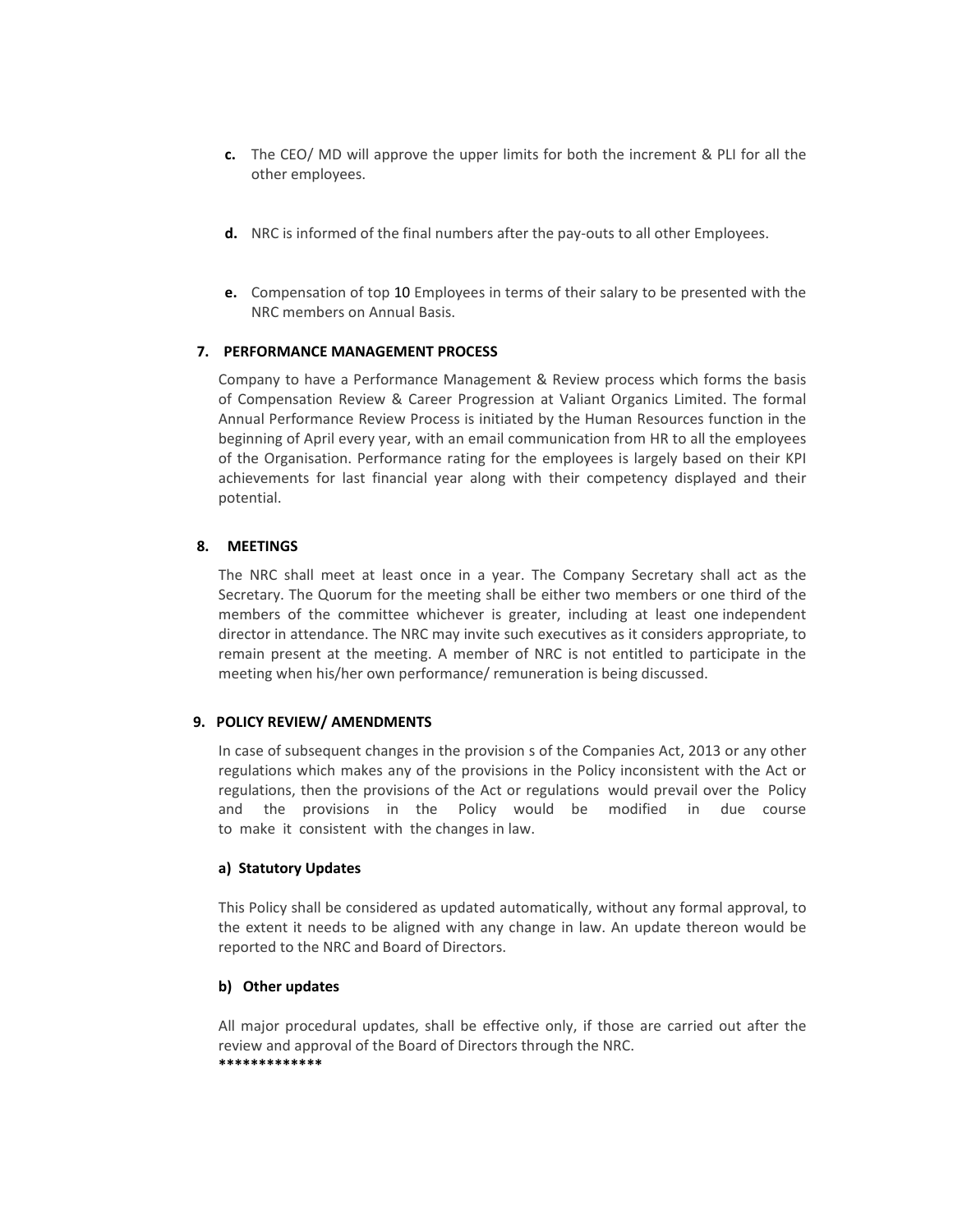**c.** The CEO/ MD will approve the upper limits for both the increment & PLI for all the other employees.

**d.** NRC is informed of the final numbers after the pay-outs to all other Employees.

**e.** Compensation of top 10 Employees in terms of their salary to be presented with the NRC members on Annual Basis.

## 7. PERFORMANCE MANAGEMENT PROCESS

Company to have a Performance Management & Review process which forms the basis of Compensation Review & Career Progression at Valiant Organics Limited. The formal Annual Performance Review Process is initiated by the Human Resources function in the beginning of April every year, with an email communication from HR to all the employees of the Organisation. Performance rating for the employees is largely based on their KPI achievements for last financial year along with their competency displayed and their potential.

## 8. MEETINGS

The NRC shall meet at least once in a year. The Company Secretary shall act as the Secretary. The Quorum for the meeting shall be either two members or one third of the members of the committee whichever is greater, including at least one independent director in attendance. The NRC may invite such executives as it considers appropriate, to remain present at the meeting. A member of NRC is not entitled to participate in the meeting when his/her own performance/ remuneration is being discussed.

## 9. POLICY REVIEW/ AMENDMENTS

In case of subsequent changes in the provision s of the Companies Act, 2013 or any other regulations which makes any of the provisions in the Policy inconsistent with the Act or regulations, then the provisions of the Act or regulations would prevail over the Policy and the provisions in the Policy would be modified in due course to make it consistent with the changes in law.

### a) Statutory Updates

This Policy shall be considered as updated automatically, without any formal approval, to the extent it needs to be aligned with any change in law. An update thereon would be reported to the NRC and Board of Directors.

### b) Other updates

All major procedural updates, shall be effective only, if those are carried out after the review and approval of the Board of Directors through the NRC.

**\*\*\*\*\*\*\*\*\*\*\*\*\***